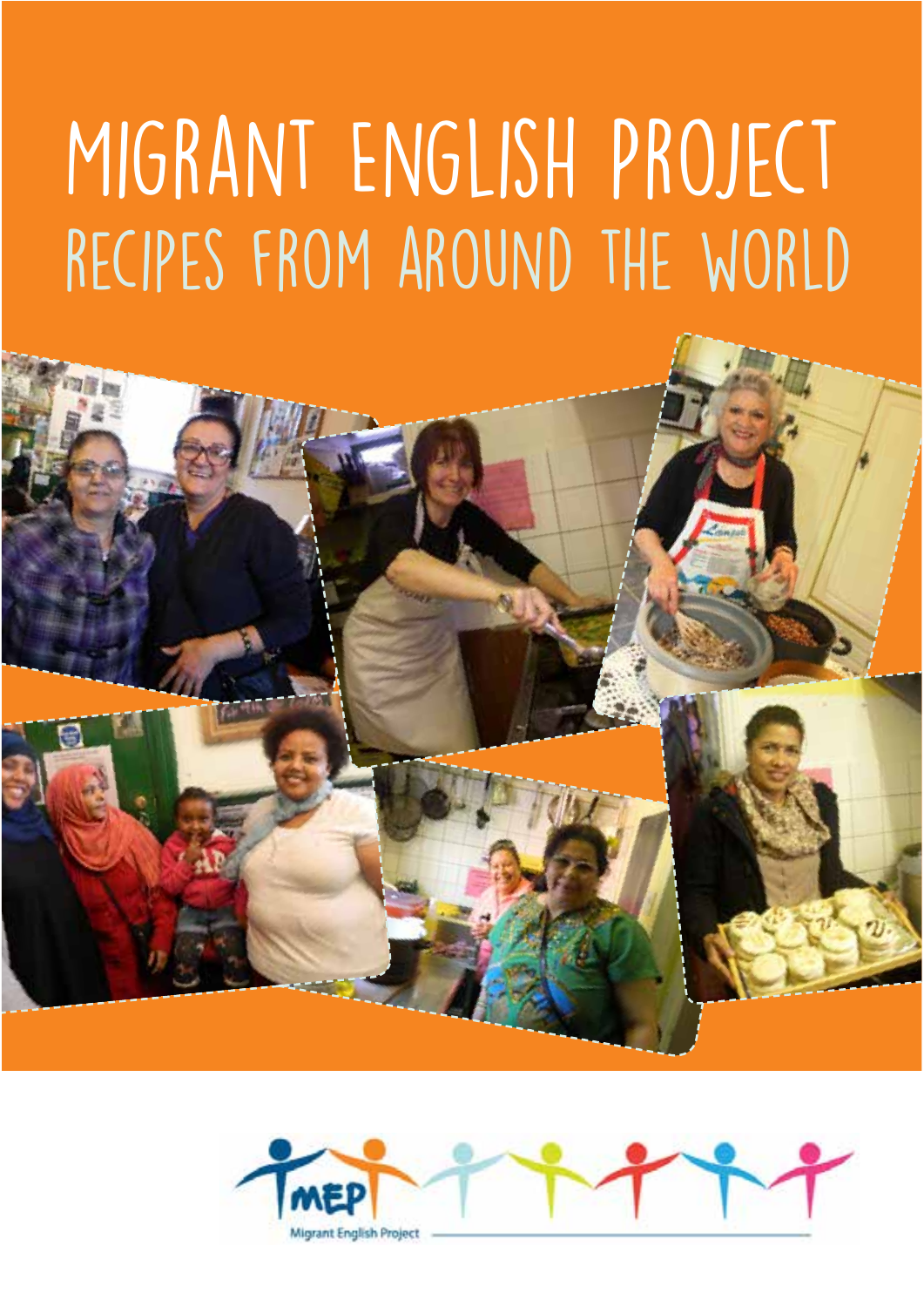# MIGRANT ENGLISH PROJECT

## RECIPES FROM AROUND THE WORLD

MEP

Migrant English Project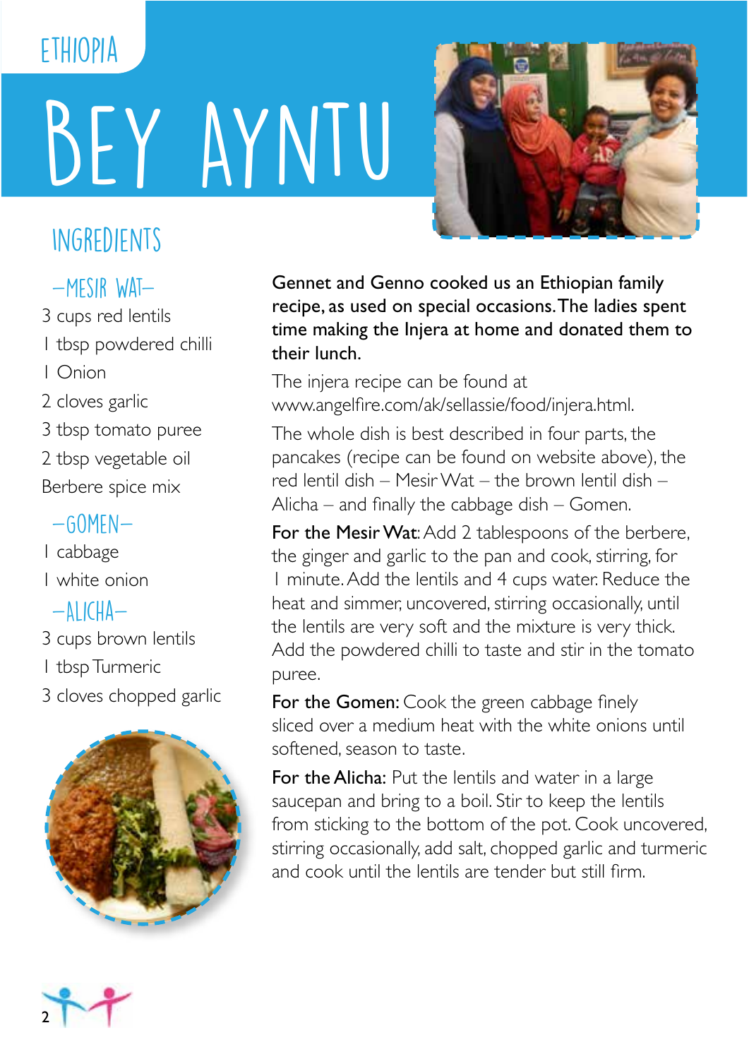ETHIOPIA

# BEY AYNTU

## INGREDIENTS

### –MESIR WAT–

3 cups red lentils
1 tbsp powdered chilli
1 Onion
2 cloves garlic
3 tbsp tomato puree
2 tbsp vegetable oil
Berbere spice mix

### –GOMEN–

1 cabbage
1 white onion

### –ALICHA–

3 cups brown lentils
1 tbsp Turmeric
3 cloves chopped garlic

Gennet and Genno cooked us an Ethiopian family recipe, as used on special occasions. The ladies spent time making the Injera at home and donated them to their lunch.

The injera recipe can be found at www.angelfire.com/ak/sellassie/food/injera.html.

The whole dish is best described in four parts, the pancakes (recipe can be found on website above), the red lentil dish – Mesir Wat – the brown lentil dish – Alicha – and finally the cabbage dish – Gomen.

**For the Mesir Wat:** Add 2 tablespoons of the berbere, the ginger and garlic to the pan and cook, stirring, for 1 minute. Add the lentils and 4 cups water. Reduce the heat and simmer, uncovered, stirring occasionally, until the lentils are very soft and the mixture is very thick. Add the powdered chilli to taste and stir in the tomato puree.

**For the Gomen:** Cook the green cabbage finely sliced over a medium heat with the white onions until softened, season to taste.

**For the Alicha:** Put the lentils and water in a large saucepan and bring to a boil. Stir to keep the lentils from sticking to the bottom of the pot. Cook uncovered, stirring occasionally, add salt, chopped garlic and turmeric and cook until the lentils are tender but still firm.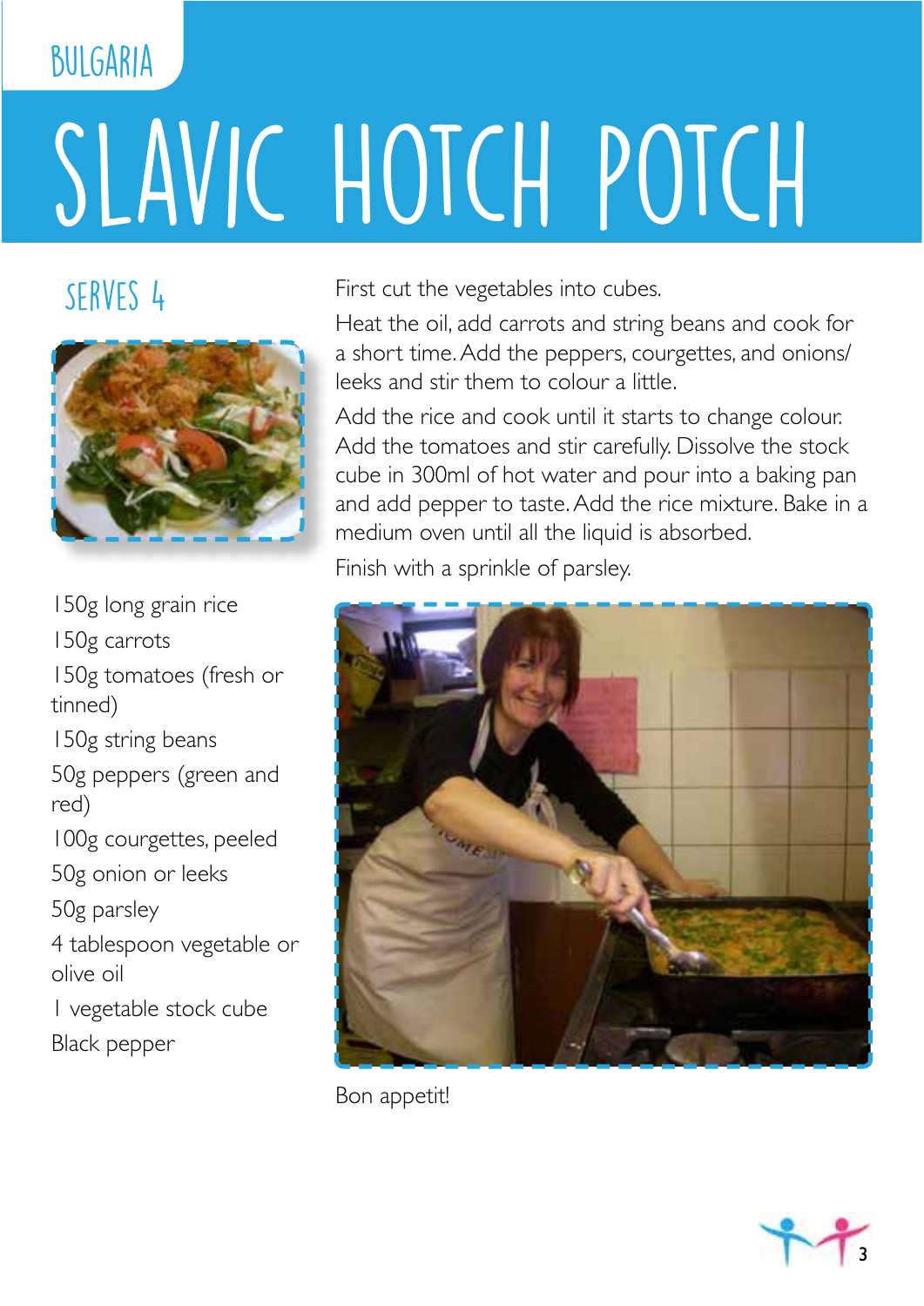BULGARIA

# SLAVIC HOTCH POTCH

## SERVES 4

- 150g long grain rice
- 150g carrots
- 150g tomatoes (fresh or tinned)
- 150g string beans
- 50g peppers (green and red)
- 100g courgettes, peeled
- 50g onion or leeks
- 50g parsley
- 4 tablespoon vegetable or olive oil
- 1 vegetable stock cube
- Black pepper

First cut the vegetables into cubes.

Heat the oil, add carrots and string beans and cook for a short time. Add the peppers, courgettes, and onions/leeks and stir them to colour a little.

Add the rice and cook until it starts to change colour. Add the tomatoes and stir carefully. Dissolve the stock cube in 300ml of hot water and pour into a baking pan and add pepper to taste. Add the rice mixture. Bake in a medium oven until all the liquid is absorbed.

Finish with a sprinkle of parsley.

Bon appetit!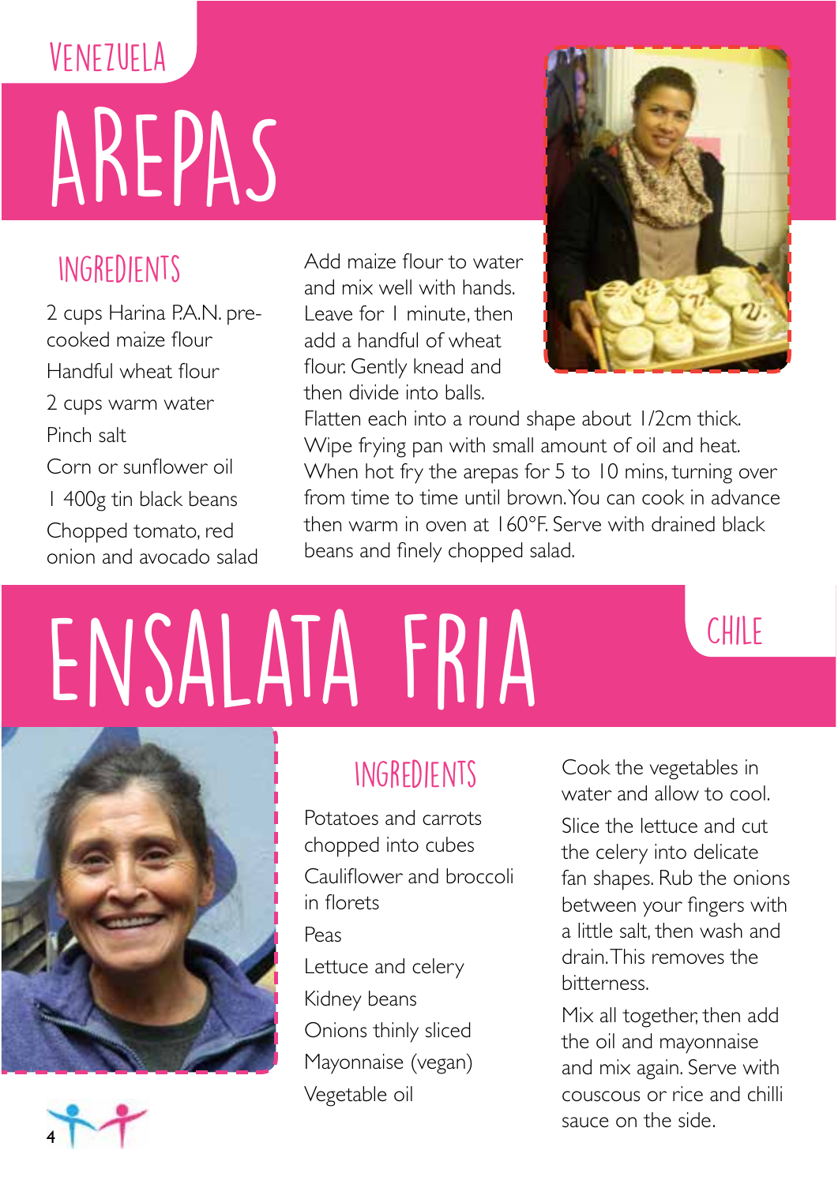VENEZUELA

# AREPAS

## INGREDIENTS

2 cups Harina P.A.N. pre-cooked maize flour

Handful wheat flour

2 cups warm water

Pinch salt

Corn or sunflower oil

1 400g tin black beans

Chopped tomato, red onion and avocado salad

Add maize flour to water and mix well with hands. Leave for 1 minute, then add a handful of wheat flour. Gently knead and then divide into balls.
Flatten each into a round shape about 1/2cm thick. Wipe frying pan with small amount of oil and heat. When hot fry the arepas for 5 to 10 mins, turning over from time to time until brown. You can cook in advance then warm in oven at 160°F. Serve with drained black beans and finely chopped salad.

# ENSALATA FRIA

CHILE

## INGREDIENTS

Potatoes and carrots chopped into cubes

Cauliflower and broccoli in florets

Peas

Lettuce and celery

Kidney beans

Onions thinly sliced

Mayonnaise (vegan)

Vegetable oil

Cook the vegetables in water and allow to cool.

Slice the lettuce and cut the celery into delicate fan shapes. Rub the onions between your fingers with a little salt, then wash and drain. This removes the bitterness.

Mix all together, then add the oil and mayonnaise and mix again. Serve with couscous or rice and chilli sauce on the side.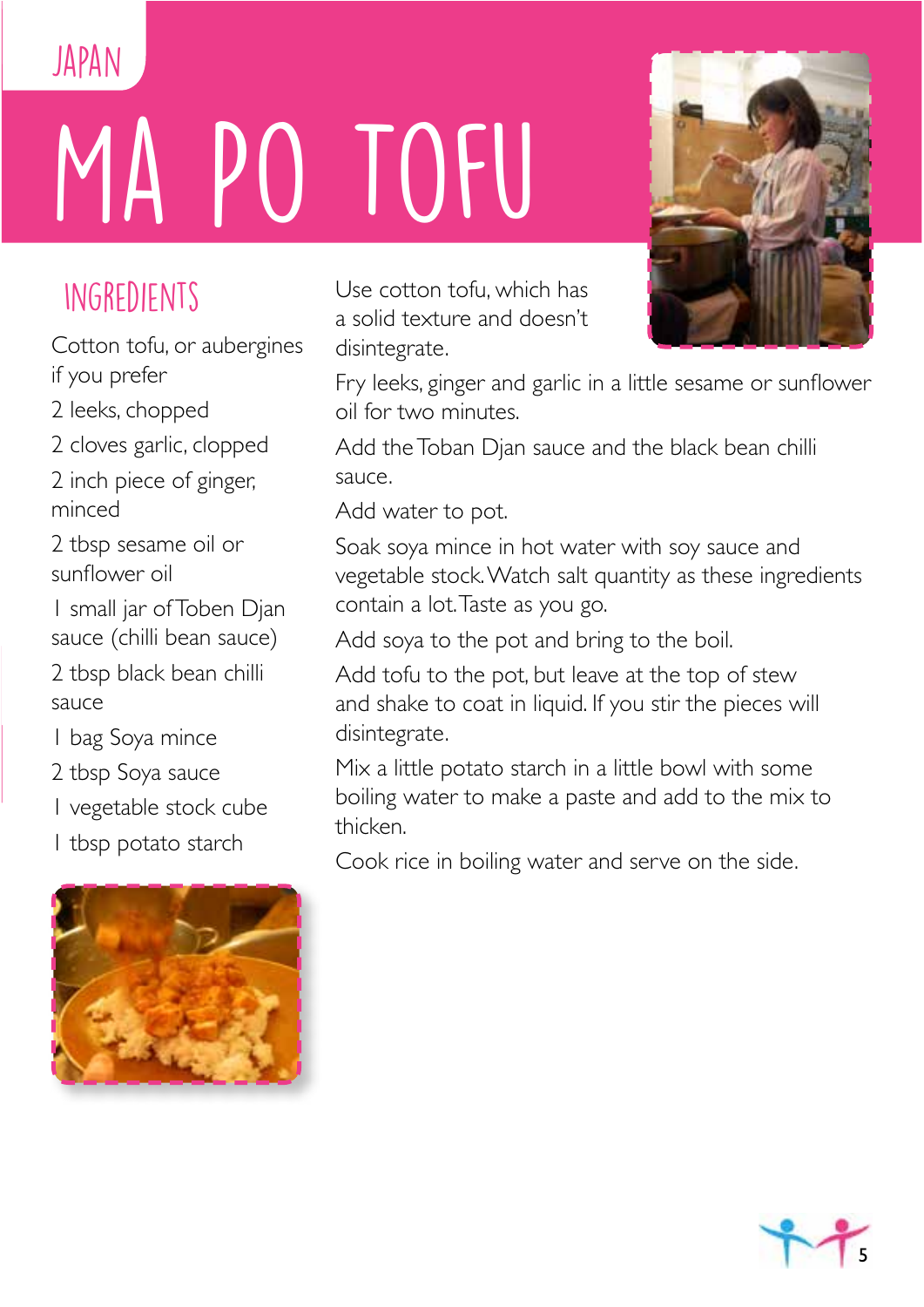JAPAN

# MA PO TOFU

## INGREDIENTS

Cotton tofu, or aubergines if you prefer

2 leeks, chopped

2 cloves garlic, clopped

2 inch piece of ginger, minced

2 tbsp sesame oil or sunflower oil

1 small jar of Toben Djan sauce (chilli bean sauce)

2 tbsp black bean chilli sauce

1 bag Soya mince

2 tbsp Soya sauce

1 vegetable stock cube

1 tbsp potato starch

Use cotton tofu, which has a solid texture and doesn't disintegrate.

Fry leeks, ginger and garlic in a little sesame or sunflower oil for two minutes.

Add the Toban Djan sauce and the black bean chilli sauce.

Add water to pot.

Soak soya mince in hot water with soy sauce and vegetable stock. Watch salt quantity as these ingredients contain a lot. Taste as you go.

Add soya to the pot and bring to the boil.

Add tofu to the pot, but leave at the top of stew and shake to coat in liquid. If you stir the pieces will disintegrate.

Mix a little potato starch in a little bowl with some boiling water to make a paste and add to the mix to thicken.

Cook rice in boiling water and serve on the side.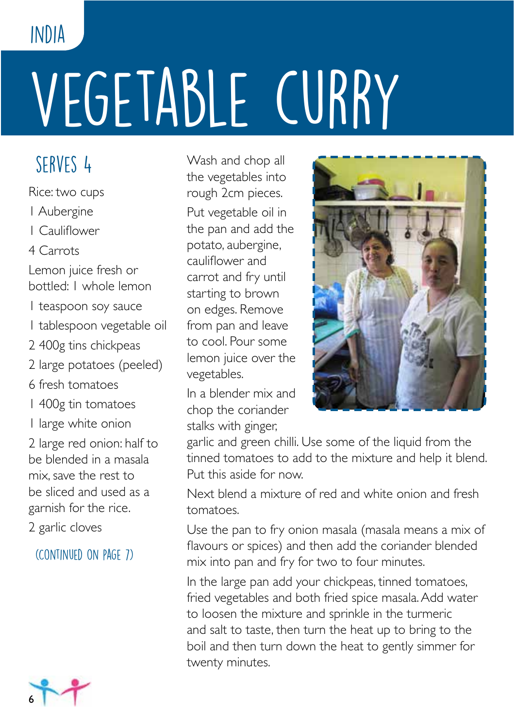INDIA

# VEGETABLE CURRY

## SERVES 4

Rice: two cups

1 Aubergine

1 Cauliflower

4 Carrots

Lemon juice fresh or bottled: 1 whole lemon

1 teaspoon soy sauce

1 tablespoon vegetable oil

2 400g tins chickpeas

2 large potatoes (peeled)

6 fresh tomatoes

1 400g tin tomatoes

1 large white onion

2 large red onion: half to be blended in a masala mix, save the rest to be sliced and used as a garnish for the rice.

2 garlic cloves

(CONTINUED ON PAGE 7)

Wash and chop all the vegetables into rough 2cm pieces.

Put vegetable oil in the pan and add the potato, aubergine, cauliflower and carrot and fry until starting to brown on edges. Remove from pan and leave to cool. Pour some lemon juice over the vegetables.

In a blender mix and chop the coriander stalks with ginger, garlic and green chilli. Use some of the liquid from the tinned tomatoes to add to the mixture and help it blend. Put this aside for now.

Next blend a mixture of red and white onion and fresh tomatoes.

Use the pan to fry onion masala (masala means a mix of flavours or spices) and then add the coriander blended mix into pan and fry for two to four minutes.

In the large pan add your chickpeas, tinned tomatoes, fried vegetables and both fried spice masala. Add water to loosen the mixture and sprinkle in the turmeric and salt to taste, then turn the heat up to bring to the boil and then turn down the heat to gently simmer for twenty minutes.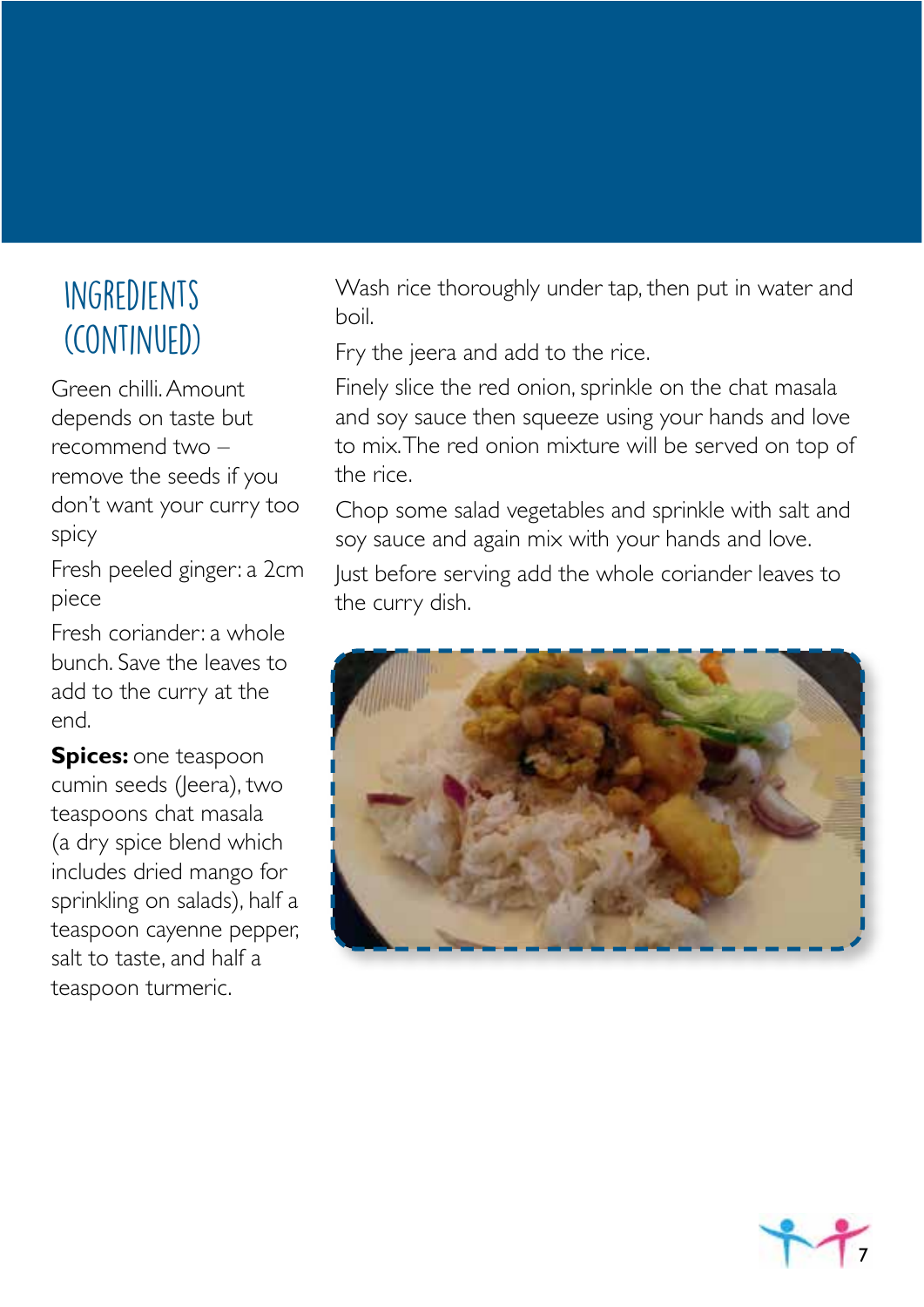## INGREDIENTS (CONTINUED)

Green chilli. Amount depends on taste but recommend two – remove the seeds if you don't want your curry too spicy

Fresh peeled ginger: a 2cm piece

Fresh coriander: a whole bunch. Save the leaves to add to the curry at the end.

**Spices:** one teaspoon cumin seeds (Jeera), two teaspoons chat masala (a dry spice blend which includes dried mango for sprinkling on salads), half a teaspoon cayenne pepper, salt to taste, and half a teaspoon turmeric.

Wash rice thoroughly under tap, then put in water and boil.

Fry the jeera and add to the rice.

Finely slice the red onion, sprinkle on the chat masala and soy sauce then squeeze using your hands and love to mix. The red onion mixture will be served on top of the rice.

Chop some salad vegetables and sprinkle with salt and soy sauce and again mix with your hands and love.

Just before serving add the whole coriander leaves to the curry dish.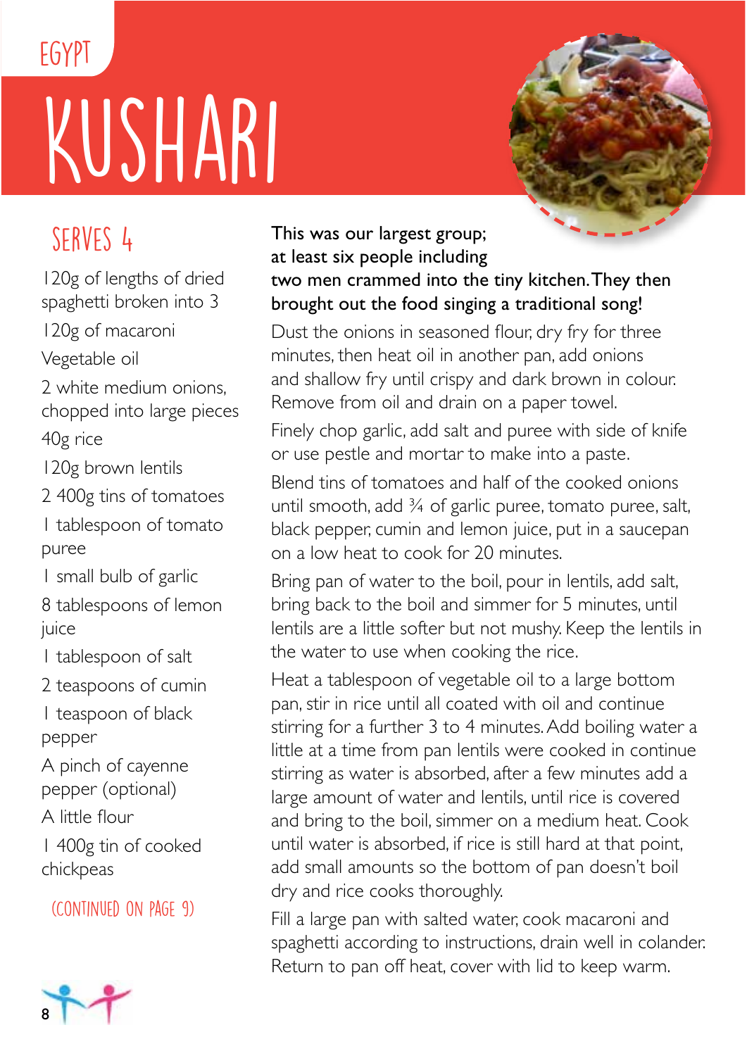EGYPT

# KUSHARI

## SERVES 4

120g of lengths of dried spaghetti broken into 3

120g of macaroni

Vegetable oil

2 white medium onions, chopped into large pieces

40g rice

120g brown lentils

2 400g tins of tomatoes

1 tablespoon of tomato puree

1 small bulb of garlic

8 tablespoons of lemon juice

1 tablespoon of salt

2 teaspoons of cumin

1 teaspoon of black pepper

A pinch of cayenne pepper (optional)

A little flour

1 400g tin of cooked chickpeas

(CONTINUED ON PAGE 9)

This was our largest group; at least six people including two men crammed into the tiny kitchen. They then brought out the food singing a traditional song!

Dust the onions in seasoned flour, dry fry for three minutes, then heat oil in another pan, add onions and shallow fry until crispy and dark brown in colour. Remove from oil and drain on a paper towel.

Finely chop garlic, add salt and puree with side of knife or use pestle and mortar to make into a paste.

Blend tins of tomatoes and half of the cooked onions until smooth, add ¾ of garlic puree, tomato puree, salt, black pepper, cumin and lemon juice, put in a saucepan on a low heat to cook for 20 minutes.

Bring pan of water to the boil, pour in lentils, add salt, bring back to the boil and simmer for 5 minutes, until lentils are a little softer but not mushy. Keep the lentils in the water to use when cooking the rice.

Heat a tablespoon of vegetable oil to a large bottom pan, stir in rice until all coated with oil and continue stirring for a further 3 to 4 minutes. Add boiling water a little at a time from pan lentils were cooked in continue stirring as water is absorbed, after a few minutes add a large amount of water and lentils, until rice is covered and bring to the boil, simmer on a medium heat. Cook until water is absorbed, if rice is still hard at that point, add small amounts so the bottom of pan doesn't boil dry and rice cooks thoroughly.

Fill a large pan with salted water, cook macaroni and spaghetti according to instructions, drain well in colander. Return to pan off heat, cover with lid to keep warm.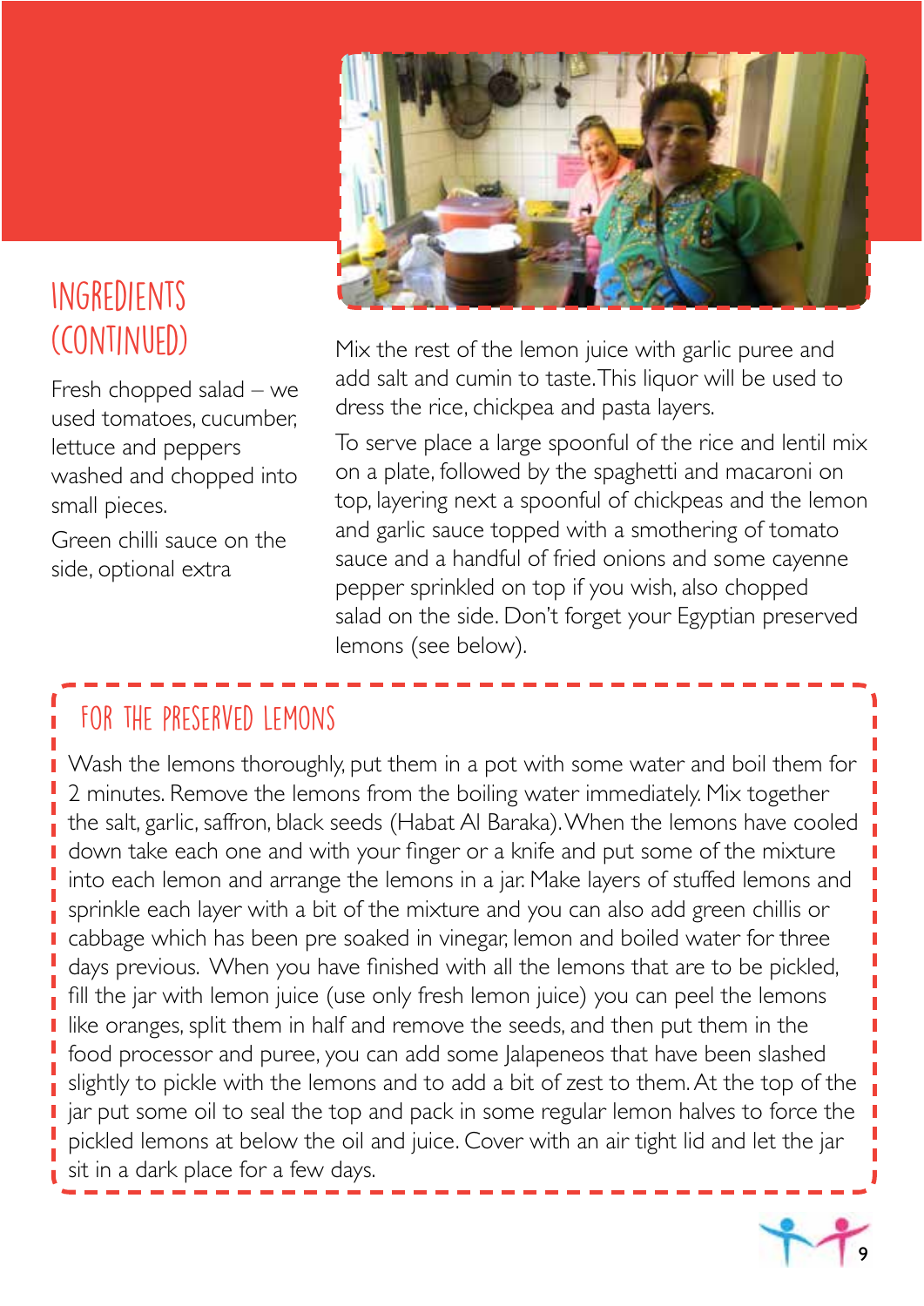## INGREDIENTS (CONTINUED)

Fresh chopped salad – we used tomatoes, cucumber, lettuce and peppers washed and chopped into small pieces.

Green chilli sauce on the side, optional extra

Mix the rest of the lemon juice with garlic puree and add salt and cumin to taste. This liquor will be used to dress the rice, chickpea and pasta layers.

To serve place a large spoonful of the rice and lentil mix on a plate, followed by the spaghetti and macaroni on top, layering next a spoonful of chickpeas and the lemon and garlic sauce topped with a smothering of tomato sauce and a handful of fried onions and some cayenne pepper sprinkled on top if you wish, also chopped salad on the side. Don't forget your Egyptian preserved lemons (see below).

## FOR THE PRESERVED LEMONS

Wash the lemons thoroughly, put them in a pot with some water and boil them for 2 minutes. Remove the lemons from the boiling water immediately. Mix together the salt, garlic, saffron, black seeds (Habat Al Baraka). When the lemons have cooled down take each one and with your finger or a knife and put some of the mixture into each lemon and arrange the lemons in a jar. Make layers of stuffed lemons and sprinkle each layer with a bit of the mixture and you can also add green chillis or cabbage which has been pre soaked in vinegar, lemon and boiled water for three days previous. When you have finished with all the lemons that are to be pickled, fill the jar with lemon juice (use only fresh lemon juice) you can peel the lemons like oranges, split them in half and remove the seeds, and then put them in the food processor and puree, you can add some Jalapeneos that have been slashed slightly to pickle with the lemons and to add a bit of zest to them. At the top of the jar put some oil to seal the top and pack in some regular lemon halves to force the pickled lemons at below the oil and juice. Cover with an air tight lid and let the jar sit in a dark place for a few days.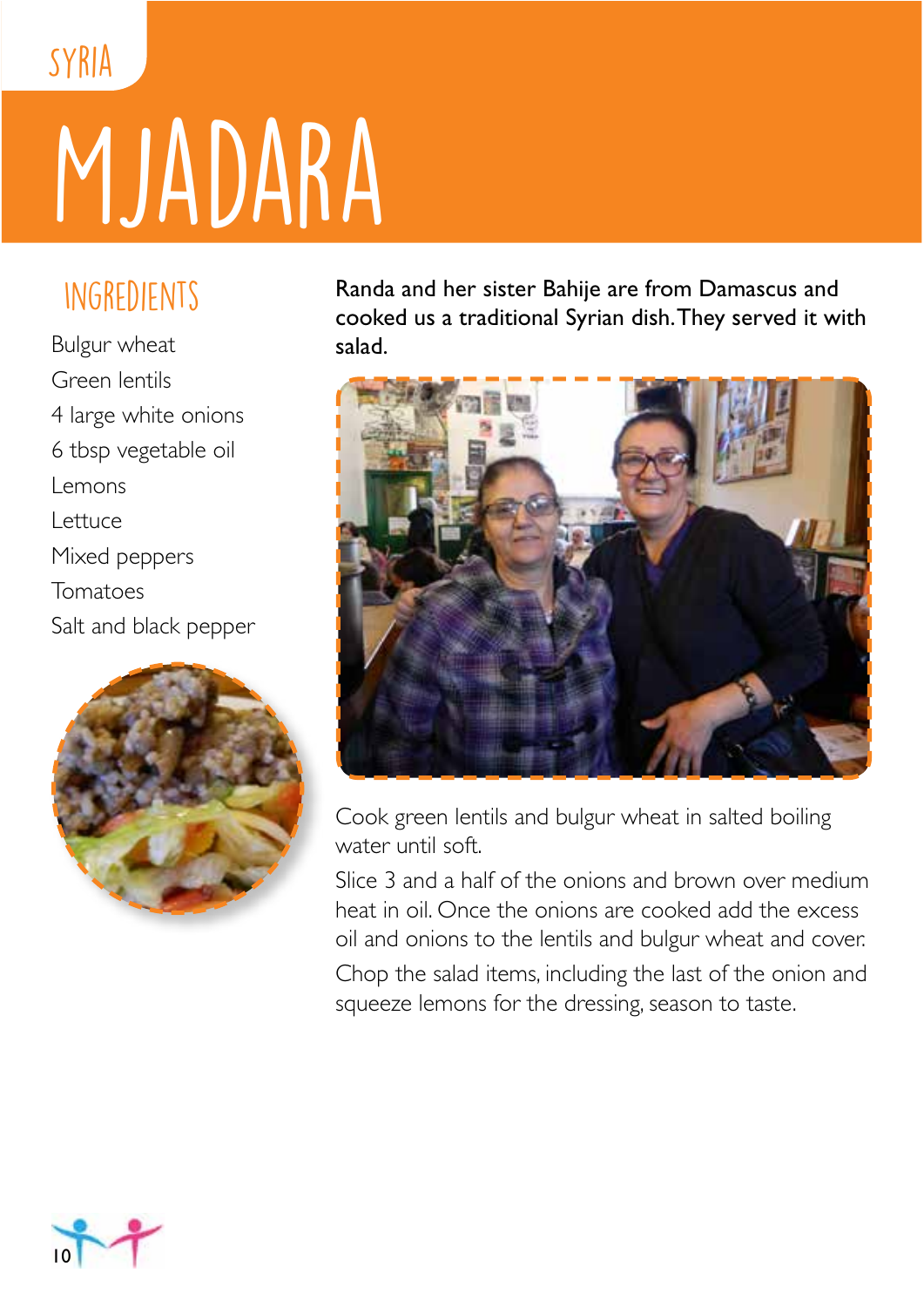SYRIA

# MJADARA

## INGREDIENTS

- Bulgur wheat
- Green lentils
- 4 large white onions
- 6 tbsp vegetable oil
- Lemons
- Lettuce
- Mixed peppers
- Tomatoes
- Salt and black pepper

Randa and her sister Bahije are from Damascus and cooked us a traditional Syrian dish. They served it with salad.

Cook green lentils and bulgur wheat in salted boiling water until soft.

Slice 3 and a half of the onions and brown over medium heat in oil. Once the onions are cooked add the excess oil and onions to the lentils and bulgur wheat and cover.

Chop the salad items, including the last of the onion and squeeze lemons for the dressing, season to taste.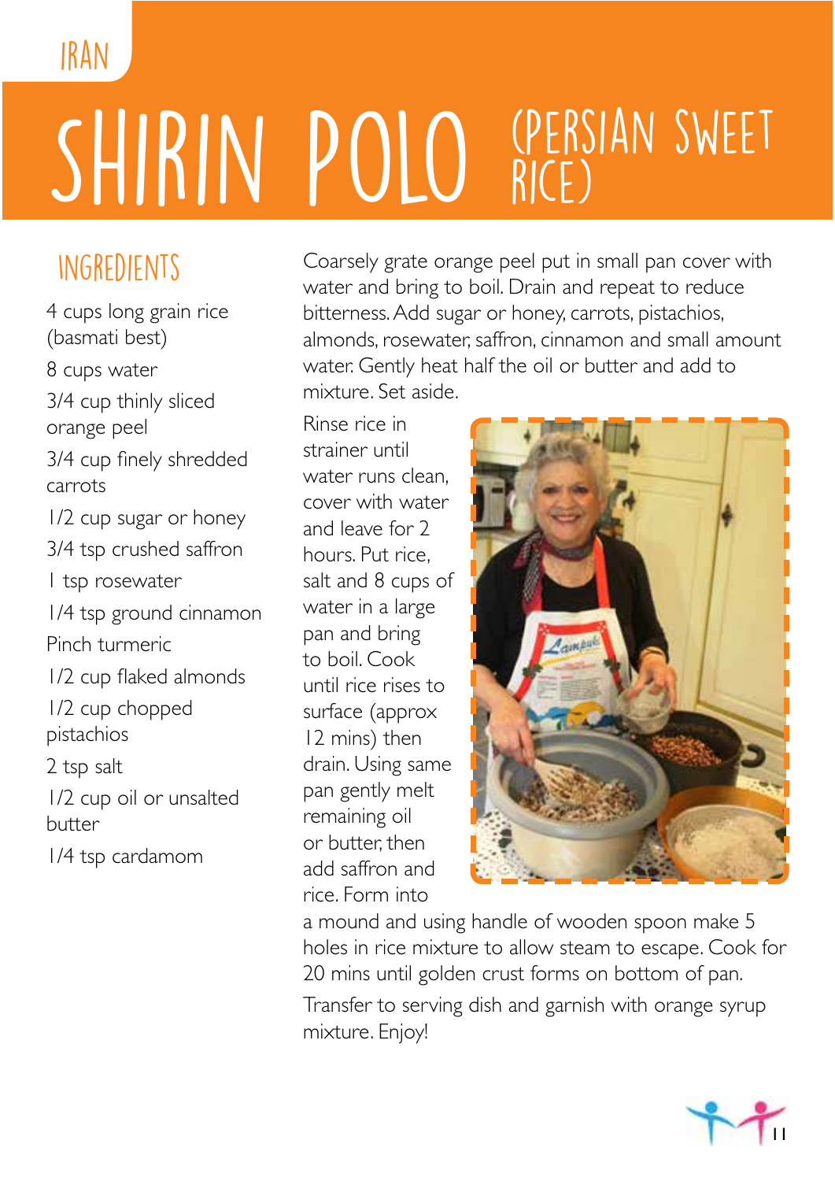IRAN

# SHIRIN POLO (PERSIAN SWEET RICE)

## INGREDIENTS

4 cups long grain rice (basmati best)

8 cups water

3/4 cup thinly sliced orange peel

3/4 cup finely shredded carrots

1/2 cup sugar or honey

3/4 tsp crushed saffron

1 tsp rosewater

1/4 tsp ground cinnamon

Pinch turmeric

1/2 cup flaked almonds

1/2 cup chopped pistachios

2 tsp salt

1/2 cup oil or unsalted butter

1/4 tsp cardamom

Coarsely grate orange peel put in small pan cover with water and bring to boil. Drain and repeat to reduce bitterness. Add sugar or honey, carrots, pistachios, almonds, rosewater, saffron, cinnamon and small amount water. Gently heat half the oil or butter and add to mixture. Set aside.

Rinse rice in strainer until water runs clean, cover with water and leave for 2 hours. Put rice, salt and 8 cups of water in a large pan and bring to boil. Cook until rice rises to surface (approx 12 mins) then drain. Using same pan gently melt remaining oil or butter, then add saffron and rice. Form into a mound and using handle of wooden spoon make 5 holes in rice mixture to allow steam to escape. Cook for 20 mins until golden crust forms on bottom of pan.

Transfer to serving dish and garnish with orange syrup mixture. Enjoy!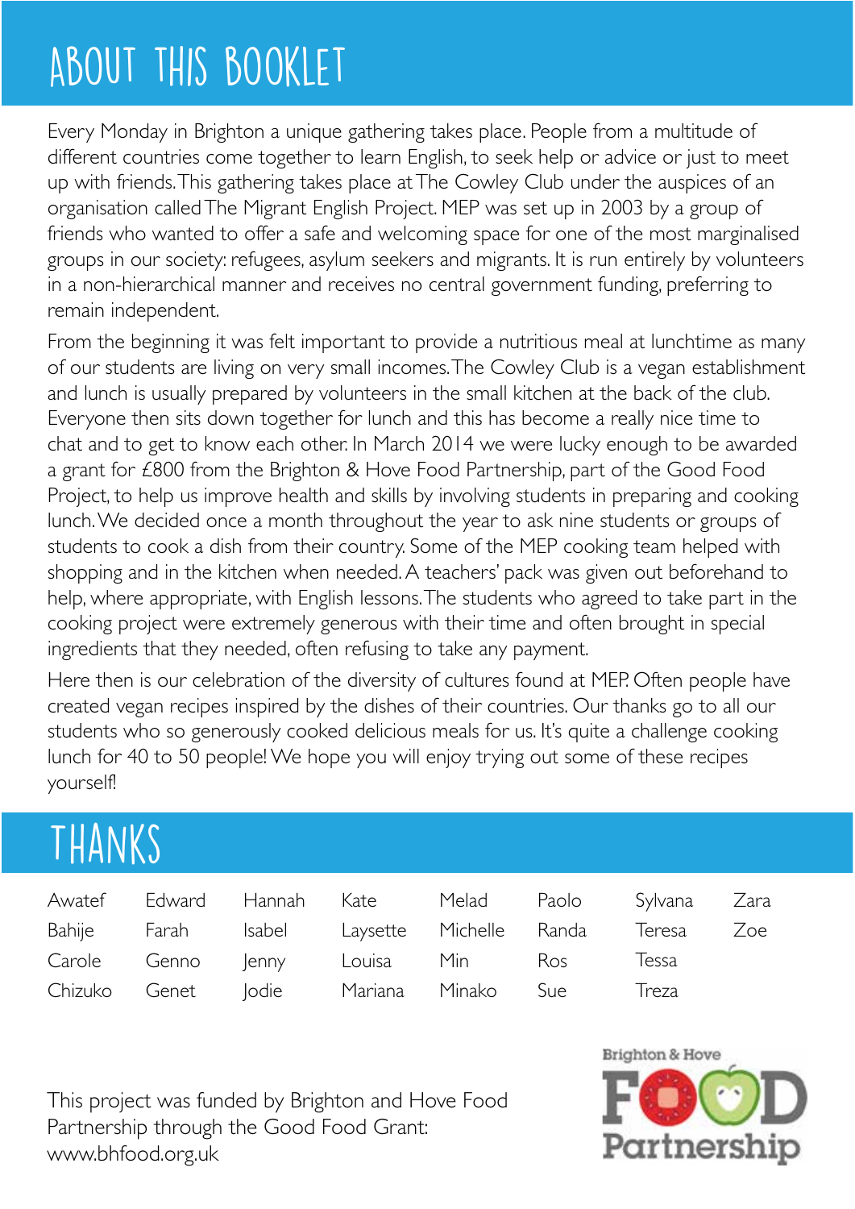# ABOUT THIS BOOKLET

Every Monday in Brighton a unique gathering takes place. People from a multitude of different countries come together to learn English, to seek help or advice or just to meet up with friends. This gathering takes place at The Cowley Club under the auspices of an organisation called The Migrant English Project. MEP was set up in 2003 by a group of friends who wanted to offer a safe and welcoming space for one of the most marginalised groups in our society: refugees, asylum seekers and migrants. It is run entirely by volunteers in a non-hierarchical manner and receives no central government funding, preferring to remain independent.

From the beginning it was felt important to provide a nutritious meal at lunchtime as many of our students are living on very small incomes. The Cowley Club is a vegan establishment and lunch is usually prepared by volunteers in the small kitchen at the back of the club. Everyone then sits down together for lunch and this has become a really nice time to chat and to get to know each other. In March 2014 we were lucky enough to be awarded a grant for £800 from the Brighton & Hove Food Partnership, part of the Good Food Project, to help us improve health and skills by involving students in preparing and cooking lunch. We decided once a month throughout the year to ask nine students or groups of students to cook a dish from their country. Some of the MEP cooking team helped with shopping and in the kitchen when needed. A teachers' pack was given out beforehand to help, where appropriate, with English lessons. The students who agreed to take part in the cooking project were extremely generous with their time and often brought in special ingredients that they needed, often refusing to take any payment.

Here then is our celebration of the diversity of cultures found at MEP. Often people have created vegan recipes inspired by the dishes of their countries. Our thanks go to all our students who so generously cooked delicious meals for us. It's quite a challenge cooking lunch for 40 to 50 people! We hope you will enjoy trying out some of these recipes yourself!

# THANKS

Awatef, Bahije, Carole, Chizuko, Edward, Farah, Genno, Genet, Hannah, Isabel, Jenny, Jodie, Kate, Laysette, Louisa, Mariana, Melad, Michelle, Min, Minako, Paolo, Randa, Ros, Sue, Sylvana, Teresa, Tessa, Treza, Zara, Zoe

This project was funded by Brighton and Hove Food Partnership through the Good Food Grant: www.bhfood.org.uk

Brighton & Hove Food Partnership